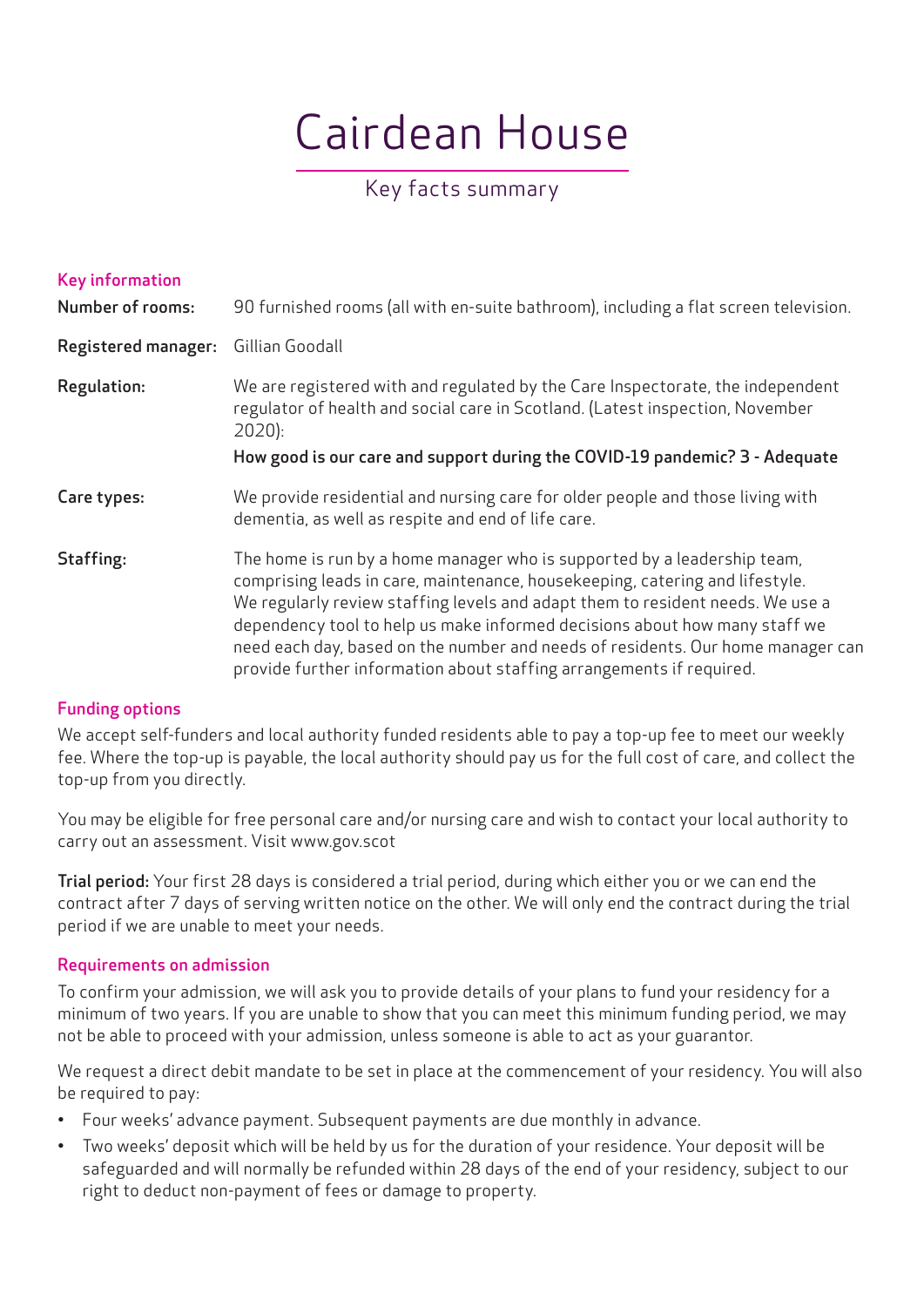# Cairdean House

Key facts summary

## Key information

**Number of rooms:** 90 furnished rooms (all with en-suite bathroom), including a flat screen television.

**Registered manager:** Gillian Goodall

**Regulation:** We are registered with and regulated by the Care Inspectorate, the independent regulator of health and social care in Scotland. (Latest inspection, November 2020):

**How good is our care and support during the COVID-19 pandemic? 3 - Adequate**

**Care types:** We provide residential and nursing care for older people and those living with dementia, as well as respite and end of life care.

**Staffing:** The home is run by a home manager who is supported by a leadership team, comprising leads in care, maintenance, housekeeping, catering and lifestyle. We regularly review staffing levels and adapt them to resident needs. We use a dependency tool to help us make informed decisions about how many staff we need each day, based on the number and needs of residents. Our home manager can provide further information about staffing arrangements if required.

## Funding options

We accept self-funders and local authority funded residents able to pay a top-up fee to meet our weekly fee. Where the top-up is payable, the local authority should pay us for the full cost of care, and collect the top-up from you directly.

You may be eligible for free personal care and/or nursing care and wish to contact your local authority to carry out an assessment. Visit www.gov.scot

**Trial period:** Your first 28 days is considered a trial period, during which either you or we can end the contract after 7 days of serving written notice on the other. We will only end the contract during the trial period if we are unable to meet your needs.

## Requirements on admission

To confirm your admission, we will ask you to provide details of your plans to fund your residency for a minimum of two years. If you are unable to show that you can meet this minimum funding period, we may not be able to proceed with your admission, unless someone is able to act as your guarantor.

We request a direct debit mandate to be set in place at the commencement of your residency. You will also be required to pay:

- Four weeks' advance payment. Subsequent payments are due monthly in advance.
- Two weeks' deposit which will be held by us for the duration of your residence. Your deposit will be safeguarded and will normally be refunded within 28 days of the end of your residency, subject to our right to deduct non-payment of fees or damage to property.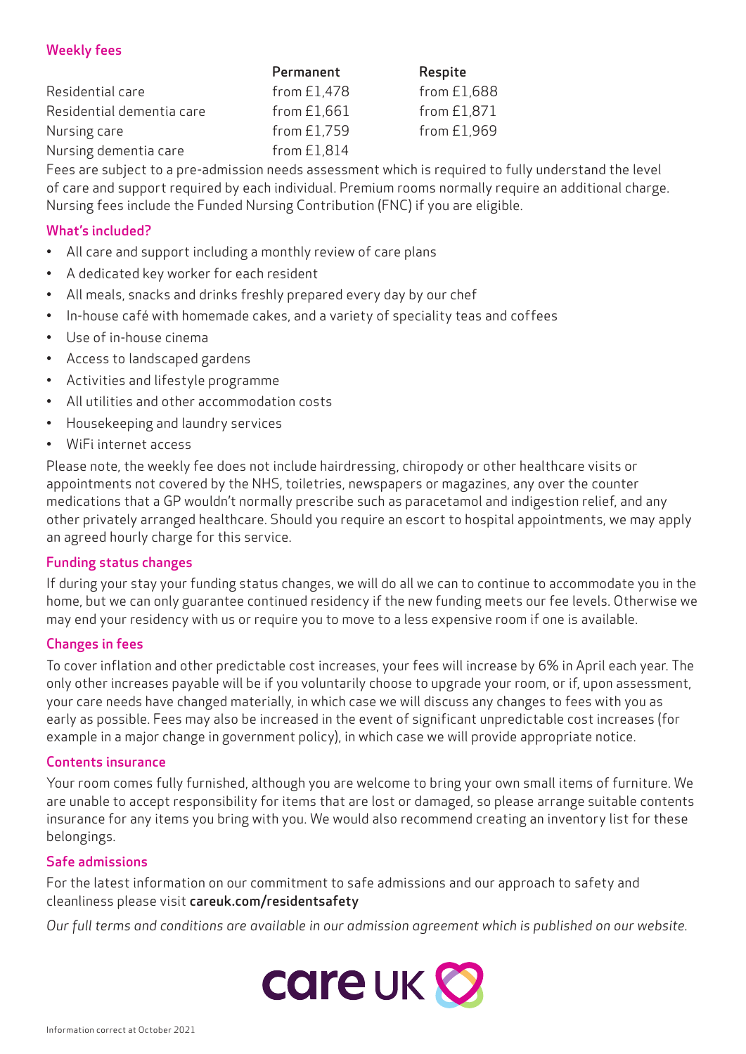## Weekly fees

| | Permanent | Respite |
|---|---|---|
| Residential care | from £1,478 | from £1,688 |
| Residential dementia care | from £1,661 | from £1,871 |
| Nursing care | from £1,759 | from £1,969 |
| Nursing dementia care | from £1,814 | |

Fees are subject to a pre-admission needs assessment which is required to fully understand the level of care and support required by each individual. Premium rooms normally require an additional charge. Nursing fees include the Funded Nursing Contribution (FNC) if you are eligible.

## What's included?

- All care and support including a monthly review of care plans
- A dedicated key worker for each resident
- All meals, snacks and drinks freshly prepared every day by our chef
- In-house café with homemade cakes, and a variety of speciality teas and coffees
- Use of in-house cinema
- Access to landscaped gardens
- Activities and lifestyle programme
- All utilities and other accommodation costs
- Housekeeping and laundry services
- WiFi internet access

Please note, the weekly fee does not include hairdressing, chiropody or other healthcare visits or appointments not covered by the NHS, toiletries, newspapers or magazines, any over the counter medications that a GP wouldn't normally prescribe such as paracetamol and indigestion relief, and any other privately arranged healthcare. Should you require an escort to hospital appointments, we may apply an agreed hourly charge for this service.

## Funding status changes

If during your stay your funding status changes, we will do all we can to continue to accommodate you in the home, but we can only guarantee continued residency if the new funding meets our fee levels. Otherwise we may end your residency with us or require you to move to a less expensive room if one is available.

## Changes in fees

To cover inflation and other predictable cost increases, your fees will increase by 6% in April each year. The only other increases payable will be if you voluntarily choose to upgrade your room, or if, upon assessment, your care needs have changed materially, in which case we will discuss any changes to fees with you as early as possible. Fees may also be increased in the event of significant unpredictable cost increases (for example in a major change in government policy), in which case we will provide appropriate notice.

## Contents insurance

Your room comes fully furnished, although you are welcome to bring your own small items of furniture. We are unable to accept responsibility for items that are lost or damaged, so please arrange suitable contents insurance for any items you bring with you. We would also recommend creating an inventory list for these belongings.

## Safe admissions

For the latest information on our commitment to safe admissions and our approach to safety and cleanliness please visit **careuk.com/residentsafety**

*Our full terms and conditions are available in our admission agreement which is published on our website.*

care UK

Information correct at October 2021